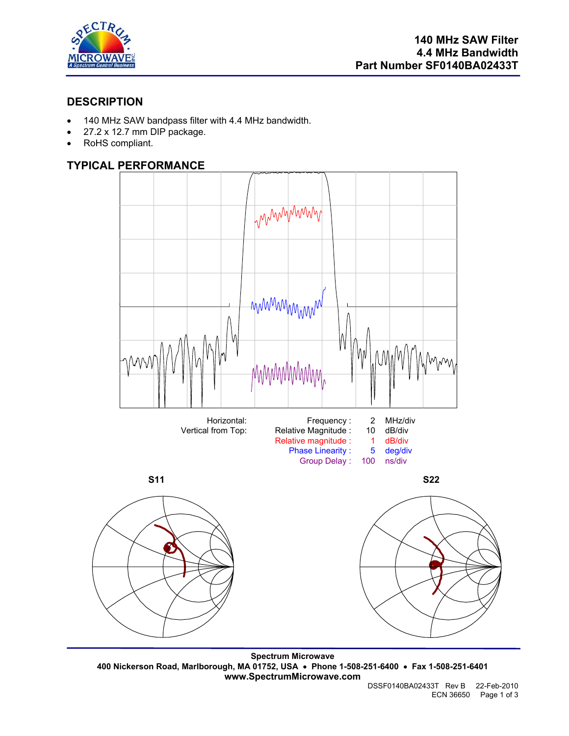**140 MHz SAW Filter**
**4.4 MHz Bandwidth**
**Part Number SF0140BA02433T**

## DESCRIPTION

- 140 MHz SAW bandpass filter with 4.4 MHz bandwidth.
- 27.2 x 12.7 mm DIP package.
- RoHS compliant.

## TYPICAL PERFORMANCE

| Horizontal: | Frequency : | 2 | MHz/div |
|---|---|---|---|
| Vertical from Top: | Relative Magnitude : | 10 | dB/div |
| | Relative magnitude : | 1 | dB/div |
| | Phase Linearity : | 5 | deg/div |
| | Group Delay : | 100 | ns/div |

**S11** **S22**

**Spectrum Microwave**
**400 Nickerson Road, Marlborough, MA 01752, USA • Phone 1-508-251-6400 • Fax 1-508-251-6401**
**www.SpectrumMicrowave.com**

DSSF0140BA02433T Rev B 22-Feb-2010
ECN 36650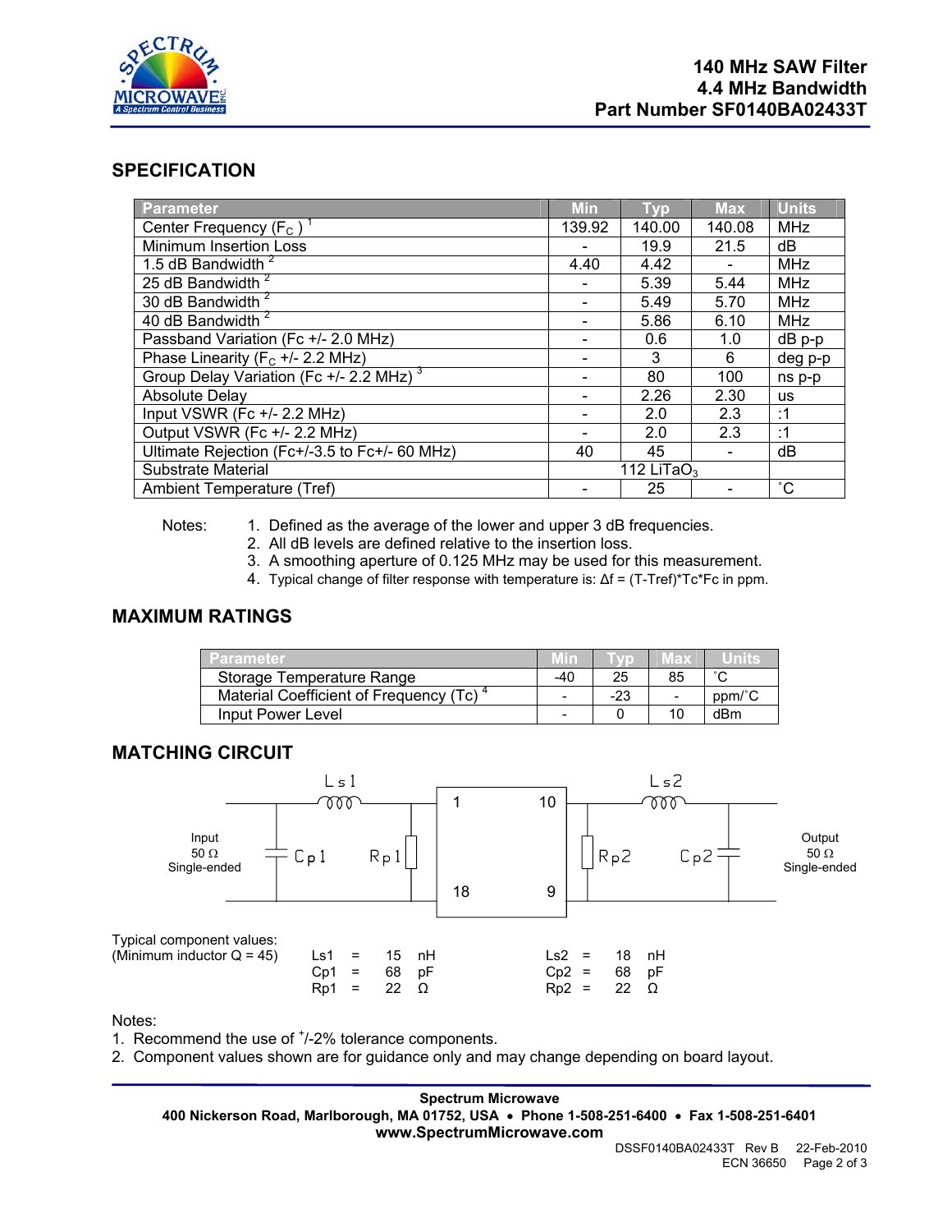# 140 MHz SAW Filter
## 4.4 MHz Bandwidth
## Part Number SF0140BA02433T

## SPECIFICATION

| Parameter | Min | Typ | Max | Units |
|---|---|---|---|---|
| Center Frequency ($F_C$) [1] | 139.92 | 140.00 | 140.08 | MHz |
| Minimum Insertion Loss | - | 19.9 | 21.5 | dB |
| 1.5 dB Bandwidth [2] | 4.40 | 4.42 | - | MHz |
| 25 dB Bandwidth [2] | - | 5.39 | 5.44 | MHz |
| 30 dB Bandwidth [2] | - | 5.49 | 5.70 | MHz |
| 40 dB Bandwidth [2] | - | 5.86 | 6.10 | MHz |
| Passband Variation (Fc +/- 2.0 MHz) | - | 0.6 | 1.0 | dB p-p |
| Phase Linearity ($F_C$ +/- 2.2 MHz) | - | 3 | 6 | deg p-p |
| Group Delay Variation (Fc +/- 2.2 MHz) [3] | - | 80 | 100 | ns p-p |
| Absolute Delay | - | 2.26 | 2.30 | us |
| Input VSWR (Fc +/- 2.2 MHz) | - | 2.0 | 2.3 | :1 |
| Output VSWR (Fc +/- 2.2 MHz) | - | 2.0 | 2.3 | :1 |
| Ultimate Rejection (Fc+/-3.5 to Fc+/- 60 MHz) | 40 | 45 | - | dB |
| Substrate Material | | 112 $LiTaO_3$ | | |
| Ambient Temperature (Tref) | - | 25 | - | ˚C |

Notes:
1. Defined as the average of the lower and upper 3 dB frequencies.
2. All dB levels are defined relative to the insertion loss.
3. A smoothing aperture of 0.125 MHz may be used for this measurement.
4. Typical change of filter response with temperature is: Δf = (T-Tref)\*Tc\*Fc in ppm.

## MAXIMUM RATINGS

| Parameter | Min | Typ | Max | Units |
|---|---|---|---|---|
| Storage Temperature Range | -40 | 25 | 85 | ˚C |
| Material Coefficient of Frequency (Tc) [4] | - | -23 | - | ppm/˚C |
| Input Power Level | - | 0 | 10 | dBm |

## MATCHING CIRCUIT

Input 50 Ω Single-ended — Cp1, Ls1, Rp1 — pins 1, 18 | pins 10, 9 — Rp2, Ls2, Cp2 — Output 50 Ω Single-ended

Typical component values:
(Minimum inductor Q = 45)

| | | |
|---|---|---|
| Ls1 = 15 nH | | Ls2 = 18 nH |
| Cp1 = 68 pF | | Cp2 = 68 pF |
| Rp1 = 22 Ω | | Rp2 = 22 Ω |

Notes:
1. Recommend the use of +/-2% tolerance components.
2. Component values shown are for guidance only and may change depending on board layout.

**Spectrum Microwave**
**400 Nickerson Road, Marlborough, MA 01752, USA • Phone 1-508-251-6400 • Fax 1-508-251-6401**
**www.SpectrumMicrowave.com**

DSSF0140BA02433T Rev B 22-Feb-2010
ECN 36650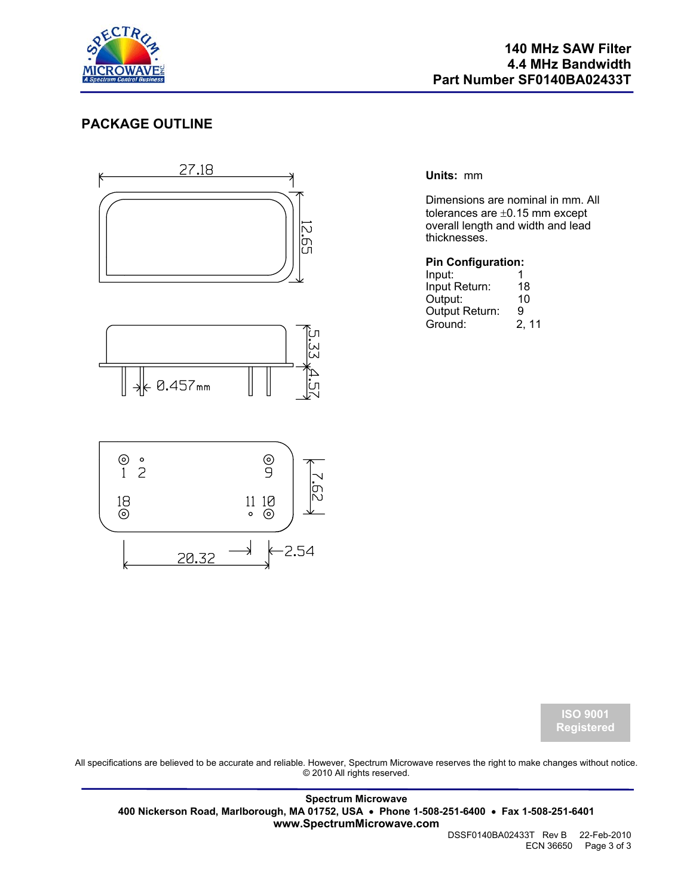# 140 MHz SAW Filter
# 4.4 MHz Bandwidth
# Part Number SF0140BA02433T

## PACKAGE OUTLINE

27.18

12.65

5.33

4.57

0.457mm

1 2 9

18 11 10

7.62

20.32

2.54

**Units:** mm

Dimensions are nominal in mm. All tolerances are ±0.15 mm except overall length and width and lead thicknesses.

**Pin Configuration:**

| | |
|---|---|
| Input: | 1 |
| Input Return: | 18 |
| Output: | 10 |
| Output Return: | 9 |
| Ground: | 2, 11 |

ISO 9001 Registered

All specifications are believed to be accurate and reliable. However, Spectrum Microwave reserves the right to make changes without notice.
© 2010 All rights reserved.

**Spectrum Microwave**
**400 Nickerson Road, Marlborough, MA 01752, USA • Phone 1-508-251-6400 • Fax 1-508-251-6401**
**www.SpectrumMicrowave.com**

DSSF0140BA02433T Rev B 22-Feb-2010
ECN 36650